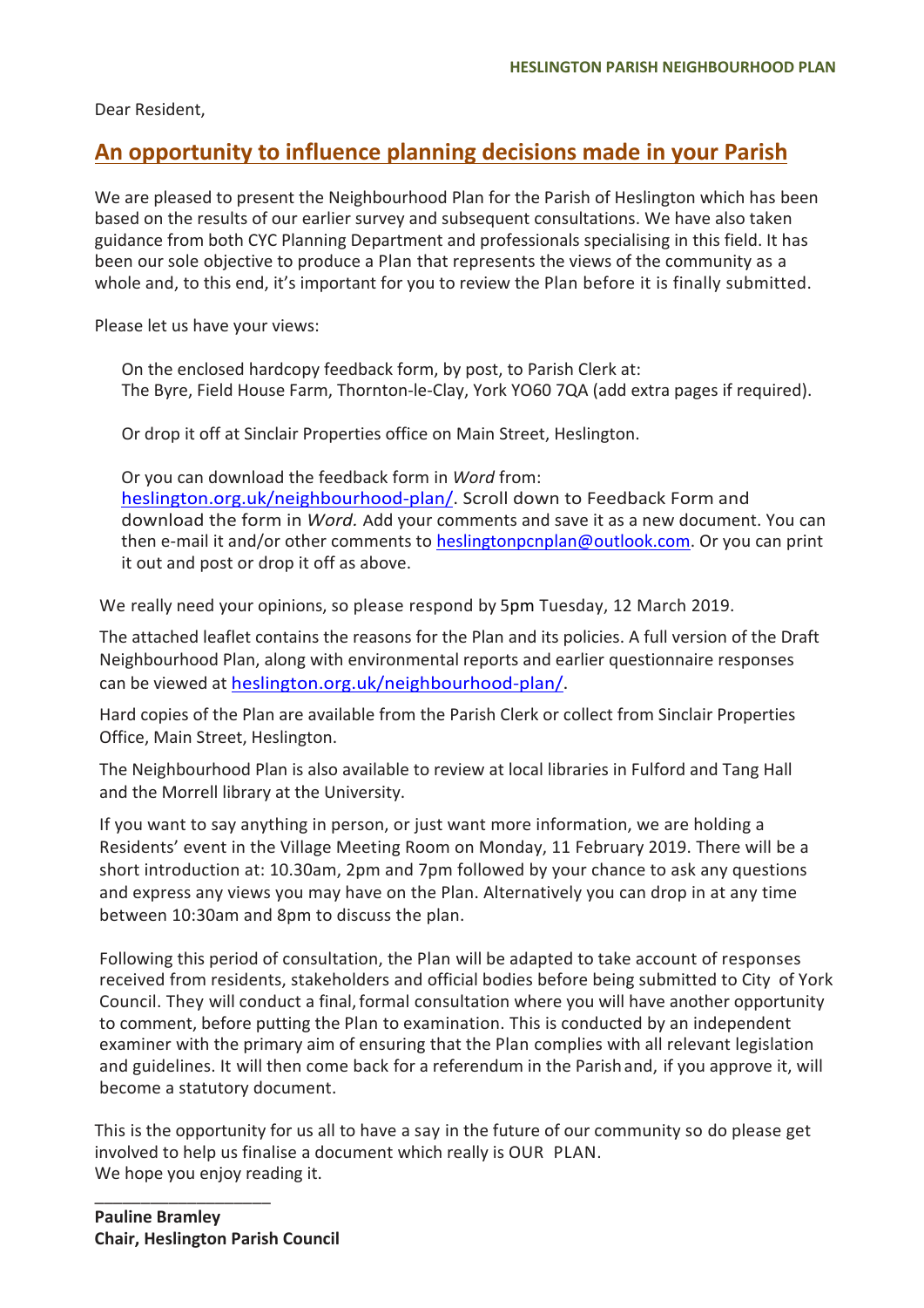Dear Resident,

## An opportunity to influence planning decisions made in your Parish

We are pleased to present the Neighbourhood Plan for the Parish of Heslington which has been based on the results of our earlier survey and subsequent consultations. We have also taken guidance from both CYC Planning Department and professionals specialising in this field. It has been our sole objective to produce a Plan that represents the views of the community as a whole and, to this end, it's important for you to review the Plan before it is finally submitted.

Please let us have your views:

On the enclosed hardcopy feedback form, by post, to Parish Clerk at:
The Byre, Field House Farm, Thornton-le-Clay, York YO60 7QA (add extra pages if required).

Or drop it off at Sinclair Properties office on Main Street, Heslington.

Or you can download the feedback form in *Word* from:
heslington.org.uk/neighbourhood-plan/. Scroll down to Feedback Form and download the form in *Word.* Add your comments and save it as a new document. You can then e-mail it and/or other comments to heslingtonpcnplan@outlook.com. Or you can print it out and post or drop it off as above.

We really need your opinions, so please respond by 5pm Tuesday, 12 March 2019.

The attached leaflet contains the reasons for the Plan and its policies. A full version of the Draft Neighbourhood Plan, along with environmental reports and earlier questionnaire responses can be viewed at heslington.org.uk/neighbourhood-plan/.

Hard copies of the Plan are available from the Parish Clerk or collect from Sinclair Properties Office, Main Street, Heslington.

The Neighbourhood Plan is also available to review at local libraries in Fulford and Tang Hall and the Morrell library at the University.

If you want to say anything in person, or just want more information, we are holding a Residents' event in the Village Meeting Room on Monday, 11 February 2019. There will be a short introduction at: 10.30am, 2pm and 7pm followed by your chance to ask any questions and express any views you may have on the Plan. Alternatively you can drop in at any time between 10:30am and 8pm to discuss the plan.

Following this period of consultation, the Plan will be adapted to take account of responses received from residents, stakeholders and official bodies before being submitted to City of York Council. They will conduct a final, formal consultation where you will have another opportunity to comment, before putting the Plan to examination. This is conducted by an independent examiner with the primary aim of ensuring that the Plan complies with all relevant legislation and guidelines. It will then come back for a referendum in the Parish and, if you approve it, will become a statutory document.

This is the opportunity for us all to have a say in the future of our community so do please get involved to help us finalise a document which really is OUR PLAN.
We hope you enjoy reading it.

\_\_\_\_\_\_\_\_\_\_\_\_\_\_\_\_\_\_\_\_

**Pauline Bramley**
**Chair, Heslington Parish Council**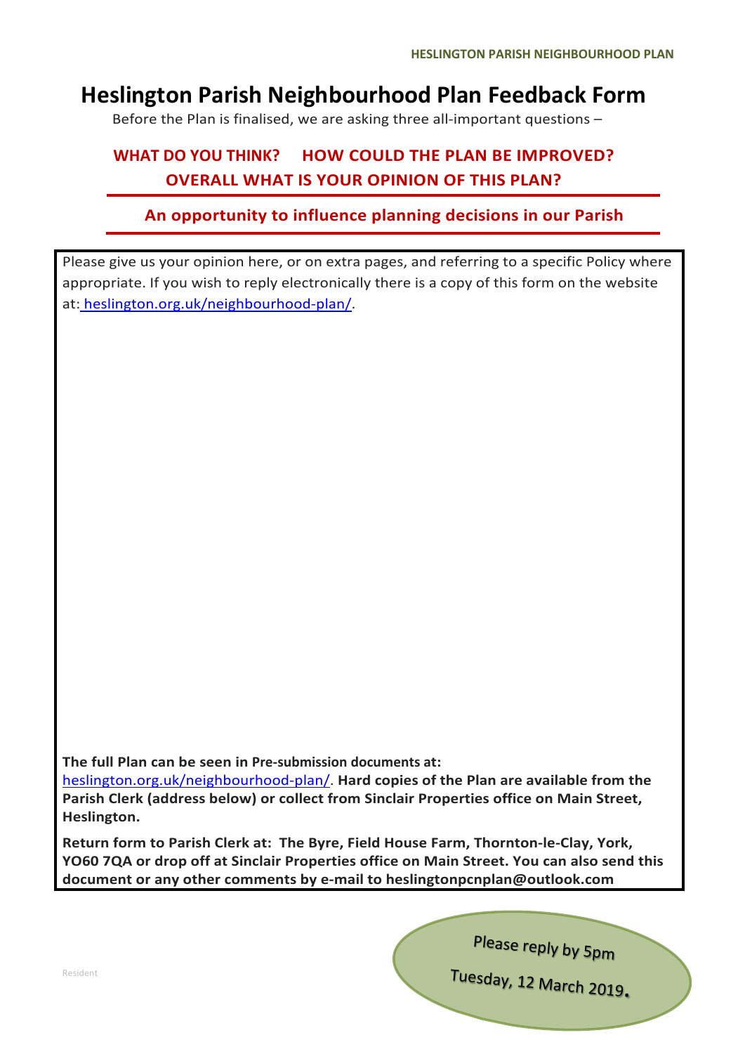# Heslington Parish Neighbourhood Plan Feedback Form

Before the Plan is finalised, we are asking three all-important questions –

**WHAT DO YOU THINK? HOW COULD THE PLAN BE IMPROVED?**
**OVERALL WHAT IS YOUR OPINION OF THIS PLAN?**

**An opportunity to influence planning decisions in our Parish**

Please give us your opinion here, or on extra pages, and referring to a specific Policy where appropriate. If you wish to reply electronically there is a copy of this form on the website at: heslington.org.uk/neighbourhood-plan/.

**The full Plan can be seen in Pre-submission documents at:** heslington.org.uk/neighbourhood-plan/. **Hard copies of the Plan are available from the Parish Clerk (address below) or collect from Sinclair Properties office on Main Street, Heslington.**

**Return form to Parish Clerk at: The Byre, Field House Farm, Thornton-le-Clay, York, YO60 7QA or drop off at Sinclair Properties office on Main Street. You can also send this document or any other comments by e-mail to heslingtonpcnplan@outlook.com**

Resident

Please reply by 5pm Tuesday, 12 March 2019.